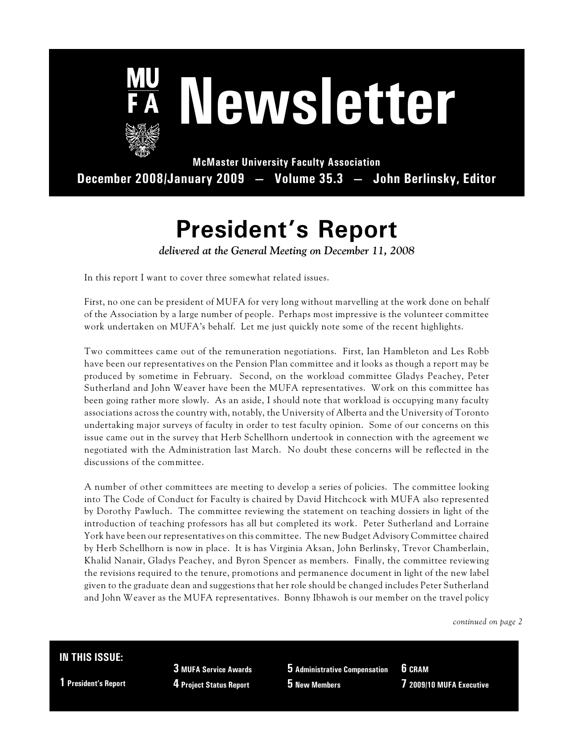# MUFA Newsletter

**McMaster University Faculty Association**

**December 2008/January 2009 — Volume 35.3 — John Berlinsky, Editor**

# President's Report

*delivered at the General Meeting on December 11, 2008*

In this report I want to cover three somewhat related issues.

First, no one can be president of MUFA for very long without marvelling at the work done on behalf of the Association by a large number of people. Perhaps most impressive is the volunteer committee work undertaken on MUFA's behalf. Let me just quickly note some of the recent highlights.

Two committees came out of the remuneration negotiations. First, Ian Hambleton and Les Robb have been our representatives on the Pension Plan committee and it looks as though a report may be produced by sometime in February. Second, on the workload committee Gladys Peachey, Peter Sutherland and John Weaver have been the MUFA representatives. Work on this committee has been going rather more slowly. As an aside, I should note that workload is occupying many faculty associations across the country with, notably, the University of Alberta and the University of Toronto undertaking major surveys of faculty in order to test faculty opinion. Some of our concerns on this issue came out in the survey that Herb Schellhorn undertook in connection with the agreement we negotiated with the Administration last March. No doubt these concerns will be reflected in the discussions of the committee.

A number of other committees are meeting to develop a series of policies. The committee looking into The Code of Conduct for Faculty is chaired by David Hitchcock with MUFA also represented by Dorothy Pawluch. The committee reviewing the statement on teaching dossiers in light of the introduction of teaching professors has all but completed its work. Peter Sutherland and Lorraine York have been our representatives on this committee. The new Budget Advisory Committee chaired by Herb Schellhorn is now in place. It is has Virginia Aksan, John Berlinsky, Trevor Chamberlain, Khalid Nanair, Gladys Peachey, and Byron Spencer as members. Finally, the committee reviewing the revisions required to the tenure, promotions and permanence document in light of the new label given to the graduate dean and suggestions that her role should be changed includes Peter Sutherland and John Weaver as the MUFA representatives. Bonny Ibhawoh is our member on the travel policy

*continued on page 2*

**IN THIS ISSUE:**

- **1** President's Report
- **3** MUFA Service Awards
- **4** Project Status Report
- **5** Administrative Compensation
- **5** New Members
- **6** CRAM
- **7** 2009/10 MUFA Executive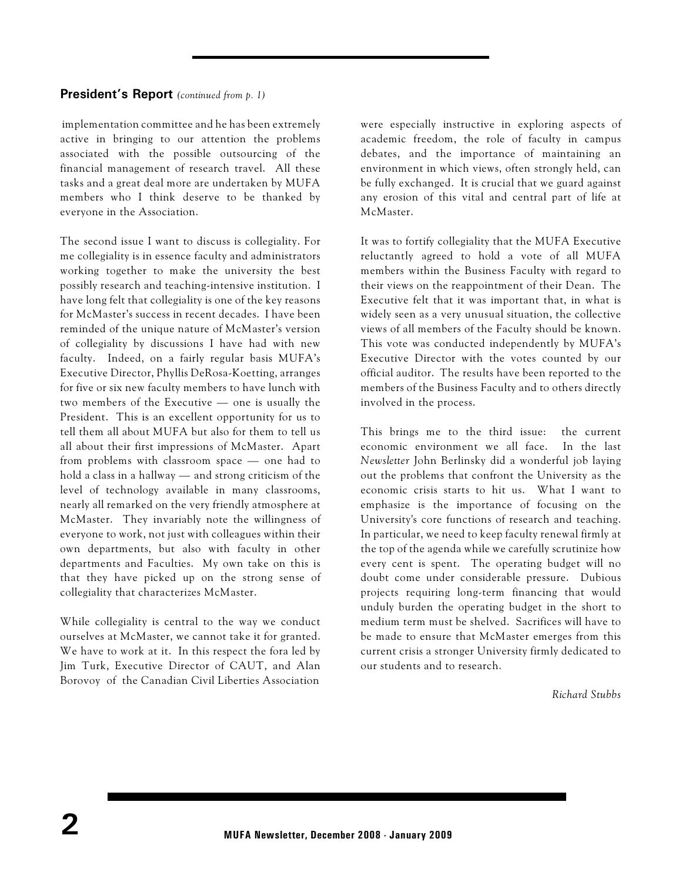## President's Report *(continued from p. 1)*

implementation committee and he has been extremely active in bringing to our attention the problems associated with the possible outsourcing of the financial management of research travel. All these tasks and a great deal more are undertaken by MUFA members who I think deserve to be thanked by everyone in the Association.

The second issue I want to discuss is collegiality. For me collegiality is in essence faculty and administrators working together to make the university the best possibly research and teaching-intensive institution. I have long felt that collegiality is one of the key reasons for McMaster's success in recent decades. I have been reminded of the unique nature of McMaster's version of collegiality by discussions I have had with new faculty. Indeed, on a fairly regular basis MUFA's Executive Director, Phyllis DeRosa-Koetting, arranges for five or six new faculty members to have lunch with two members of the Executive — one is usually the President. This is an excellent opportunity for us to tell them all about MUFA but also for them to tell us all about their first impressions of McMaster. Apart from problems with classroom space — one had to hold a class in a hallway — and strong criticism of the level of technology available in many classrooms, nearly all remarked on the very friendly atmosphere at McMaster. They invariably note the willingness of everyone to work, not just with colleagues within their own departments, but also with faculty in other departments and Faculties. My own take on this is that they have picked up on the strong sense of collegiality that characterizes McMaster.

While collegiality is central to the way we conduct ourselves at McMaster, we cannot take it for granted. We have to work at it. In this respect the fora led by Jim Turk, Executive Director of CAUT, and Alan Borovoy of the Canadian Civil Liberties Association were especially instructive in exploring aspects of academic freedom, the role of faculty in campus debates, and the importance of maintaining an environment in which views, often strongly held, can be fully exchanged. It is crucial that we guard against any erosion of this vital and central part of life at McMaster.

It was to fortify collegiality that the MUFA Executive reluctantly agreed to hold a vote of all MUFA members within the Business Faculty with regard to their views on the reappointment of their Dean. The Executive felt that it was important that, in what is widely seen as a very unusual situation, the collective views of all members of the Faculty should be known. This vote was conducted independently by MUFA's Executive Director with the votes counted by our official auditor. The results have been reported to the members of the Business Faculty and to others directly involved in the process.

This brings me to the third issue: the current economic environment we all face. In the last *Newsletter* John Berlinsky did a wonderful job laying out the problems that confront the University as the economic crisis starts to hit us. What I want to emphasize is the importance of focusing on the University's core functions of research and teaching. In particular, we need to keep faculty renewal firmly at the top of the agenda while we carefully scrutinize how every cent is spent. The operating budget will no doubt come under considerable pressure. Dubious projects requiring long-term financing that would unduly burden the operating budget in the short to medium term must be shelved. Sacrifices will have to be made to ensure that McMaster emerges from this current crisis a stronger University firmly dedicated to our students and to research.

*Richard Stubbs*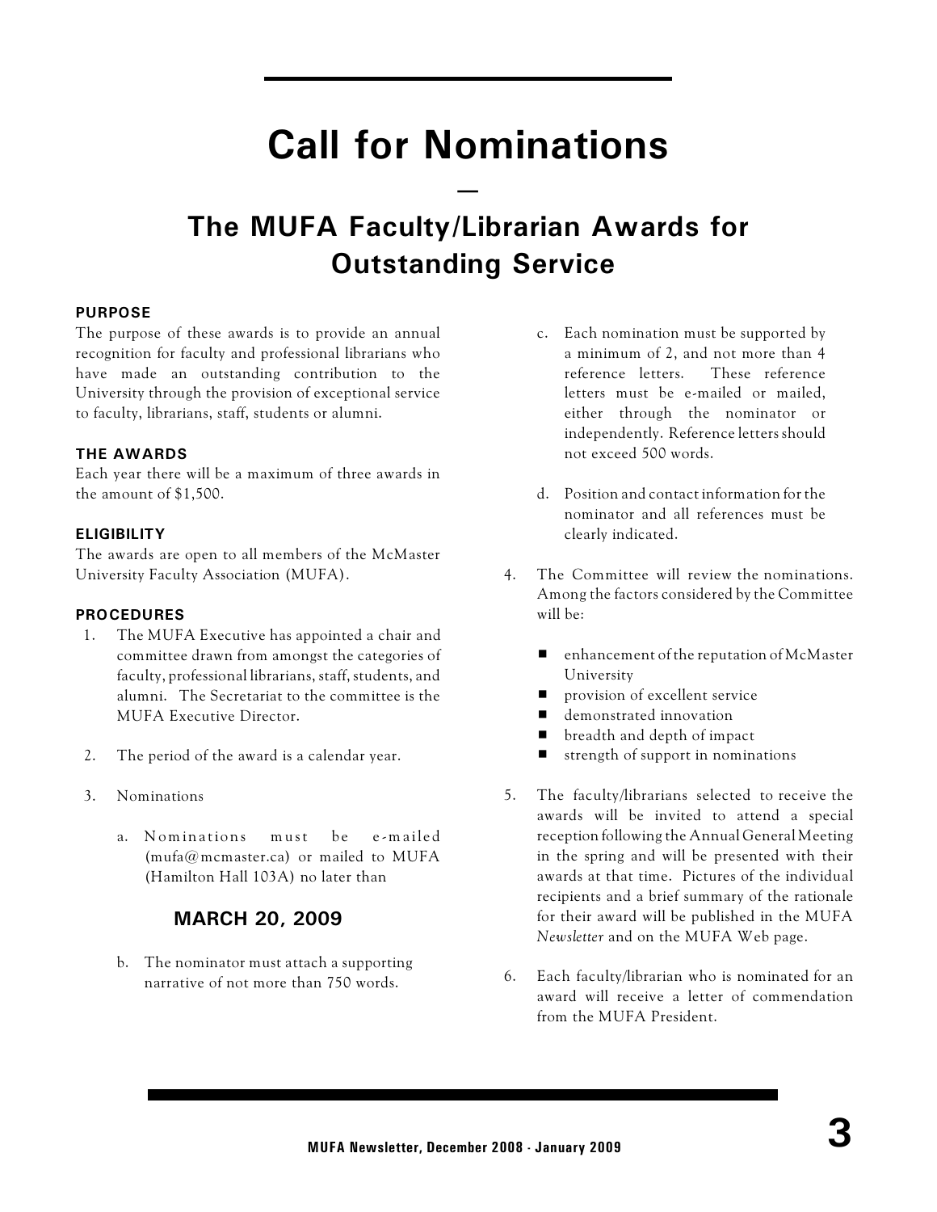# Call for Nominations

—

## The MUFA Faculty/Librarian Awards for Outstanding Service

**PURPOSE**

The purpose of these awards is to provide an annual recognition for faculty and professional librarians who have made an outstanding contribution to the University through the provision of exceptional service to faculty, librarians, staff, students or alumni.

**THE AWARDS**

Each year there will be a maximum of three awards in the amount of $1,500.

**ELIGIBILITY**

The awards are open to all members of the McMaster University Faculty Association (MUFA).

**PROCEDURES**

1. The MUFA Executive has appointed a chair and committee drawn from amongst the categories of faculty, professional librarians, staff, students, and alumni. The Secretariat to the committee is the MUFA Executive Director.

2. The period of the award is a calendar year.

3. Nominations

   a. Nominations must be e-mailed (mufa@mcmaster.ca) or mailed to MUFA (Hamilton Hall 103A) no later than

   **MARCH 20, 2009**

   b. The nominator must attach a supporting narrative of not more than 750 words.

   c. Each nomination must be supported by a minimum of 2, and not more than 4 reference letters. These reference letters must be e-mailed or mailed, either through the nominator or independently. Reference letters should not exceed 500 words.

   d. Position and contact information for the nominator and all references must be clearly indicated.

4. The Committee will review the nominations. Among the factors considered by the Committee will be:

   - enhancement of the reputation of McMaster University
   - provision of excellent service
   - demonstrated innovation
   - breadth and depth of impact
   - strength of support in nominations

5. The faculty/librarians selected to receive the awards will be invited to attend a special reception following the Annual General Meeting in the spring and will be presented with their awards at that time. Pictures of the individual recipients and a brief summary of the rationale for their award will be published in the MUFA *Newsletter* and on the MUFA Web page.

6. Each faculty/librarian who is nominated for an award will receive a letter of commendation from the MUFA President.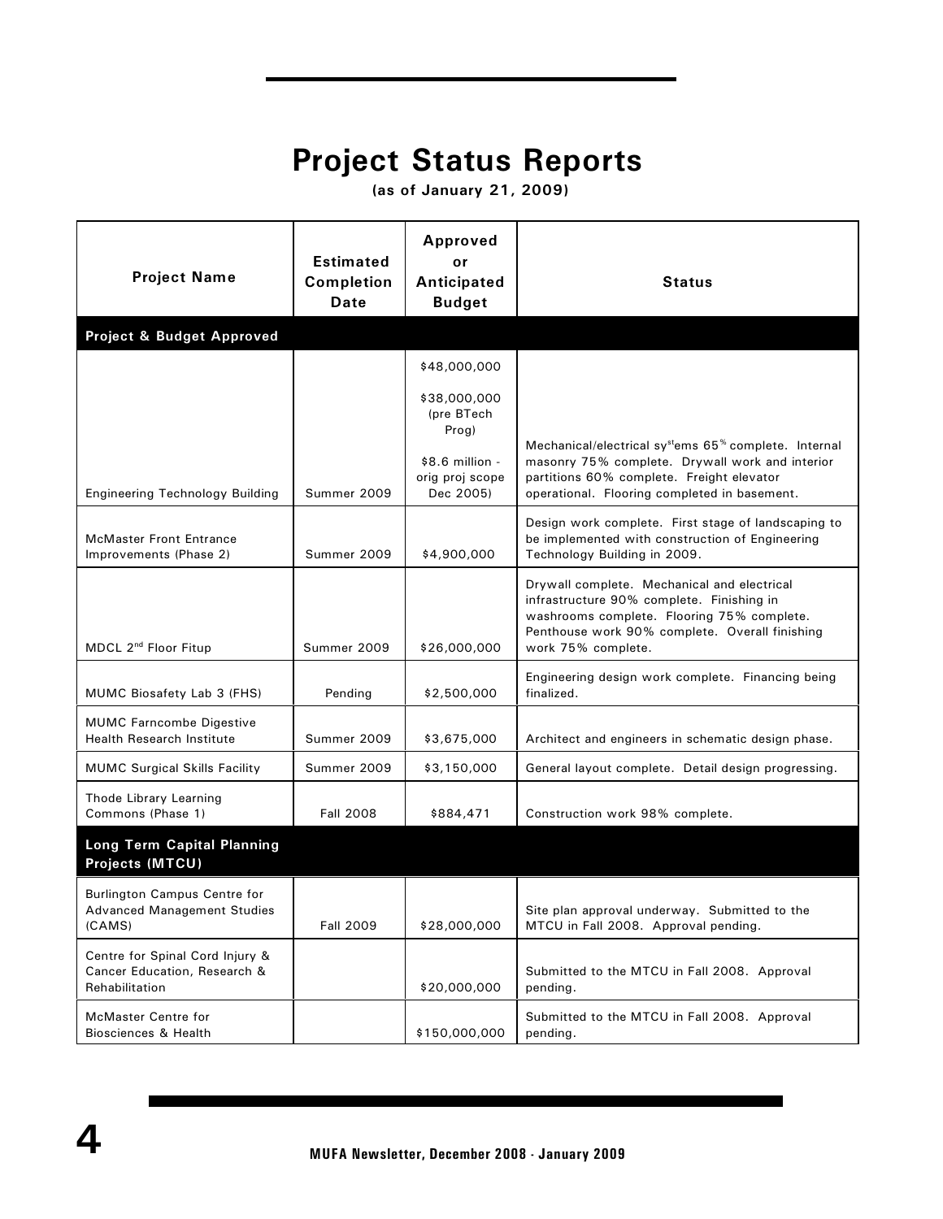# Project Status Reports

**(as of January 21, 2009)**

| Project Name | Estimated Completion Date | Approved or Anticipated Budget | Status |
|---|---|---|---|
| **Project & Budget Approved** | | | |
| Engineering Technology Building | Summer 2009 | \$48,000,000<br><br>\$38,000,000 (pre BTech Prog)<br><br>\$8.6 million - orig proj scope Dec 2005) | Mechanical/electrical systems 65% complete. Internal masonry 75% complete. Drywall work and interior partitions 60% complete. Freight elevator operational. Flooring completed in basement. |
| McMaster Front Entrance Improvements (Phase 2) | Summer 2009 | \$4,900,000 | Design work complete. First stage of landscaping to be implemented with construction of Engineering Technology Building in 2009. |
| MDCL 2nd Floor Fitup | Summer 2009 | \$26,000,000 | Drywall complete. Mechanical and electrical infrastructure 90% complete. Finishing in washrooms complete. Flooring 75% complete. Penthouse work 90% complete. Overall finishing work 75% complete. |
| MUMC Biosafety Lab 3 (FHS) | Pending | \$2,500,000 | Engineering design work complete. Financing being finalized. |
| MUMC Farncombe Digestive Health Research Institute | Summer 2009 | \$3,675,000 | Architect and engineers in schematic design phase. |
| MUMC Surgical Skills Facility | Summer 2009 | \$3,150,000 | General layout complete. Detail design progressing. |
| Thode Library Learning Commons (Phase 1) | Fall 2008 | \$884,471 | Construction work 98% complete. |
| **Long Term Capital Planning Projects (MTCU)** | | | |
| Burlington Campus Centre for Advanced Management Studies (CAMS) | Fall 2009 | \$28,000,000 | Site plan approval underway. Submitted to the MTCU in Fall 2008. Approval pending. |
| Centre for Spinal Cord Injury & Cancer Education, Research & Rehabilitation | | \$20,000,000 | Submitted to the MTCU in Fall 2008. Approval pending. |
| McMaster Centre for Biosciences & Health | | \$150,000,000 | Submitted to the MTCU in Fall 2008. Approval pending. |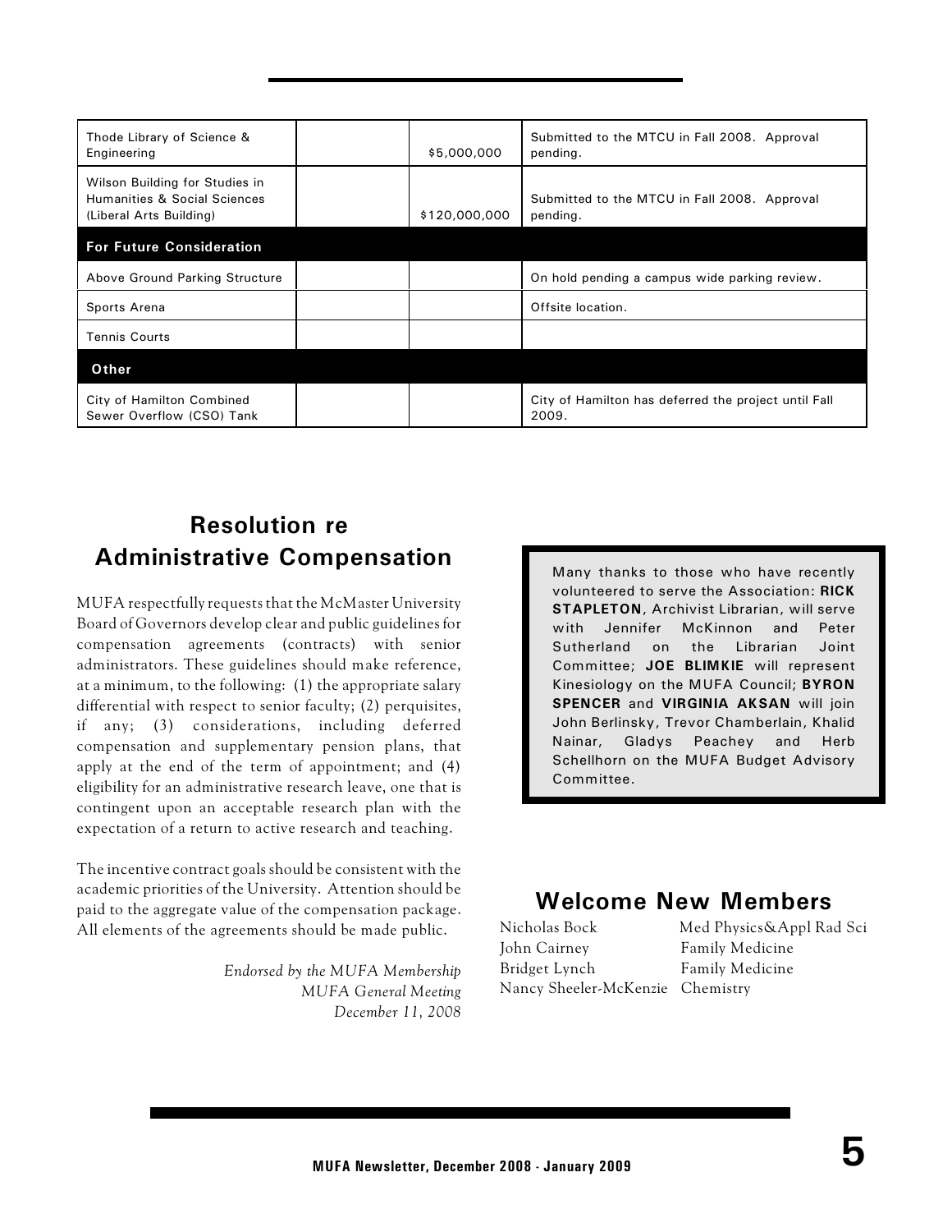| | | | |
|---|---|---|---|
| Thode Library of Science & Engineering | | $5,000,000 | Submitted to the MTCU in Fall 2008. Approval pending. |
| Wilson Building for Studies in Humanities & Social Sciences (Liberal Arts Building) | | $120,000,000 | Submitted to the MTCU in Fall 2008. Approval pending. |
| **For Future Consideration** | | | |
| Above Ground Parking Structure | | | On hold pending a campus wide parking review. |
| Sports Arena | | | Offsite location. |
| Tennis Courts | | | |
| **Other** | | | |
| City of Hamilton Combined Sewer Overflow (CSO) Tank | | | City of Hamilton has deferred the project until Fall 2009. |

## Resolution re Administrative Compensation

MUFA respectfully requests that the McMaster University Board of Governors develop clear and public guidelines for compensation agreements (contracts) with senior administrators. These guidelines should make reference, at a minimum, to the following: (1) the appropriate salary differential with respect to senior faculty; (2) perquisites, if any; (3) considerations, including deferred compensation and supplementary pension plans, that apply at the end of the term of appointment; and (4) eligibility for an administrative research leave, one that is contingent upon an acceptable research plan with the expectation of a return to active research and teaching.

The incentive contract goals should be consistent with the academic priorities of the University. Attention should be paid to the aggregate value of the compensation package. All elements of the agreements should be made public.

*Endorsed by the MUFA Membership*
*MUFA General Meeting*
*December 11, 2008*

Many thanks to those who have recently volunteered to serve the Association: **RICK STAPLETON**, Archivist Librarian, will serve with Jennifer McKinnon and Peter Sutherland on the Librarian Joint Committee; **JOE BLIMKIE** will represent Kinesiology on the MUFA Council; **BYRON SPENCER** and **VIRGINIA AKSAN** will join John Berlinsky, Trevor Chamberlain, Khalid Nainar, Gladys Peachey and Herb Schellhorn on the MUFA Budget Advisory Committee.

## Welcome New Members

| | |
|---|---|
| Nicholas Bock | Med Physics&Appl Rad Sci |
| John Cairney | Family Medicine |
| Bridget Lynch | Family Medicine |
| Nancy Sheeler-McKenzie | Chemistry |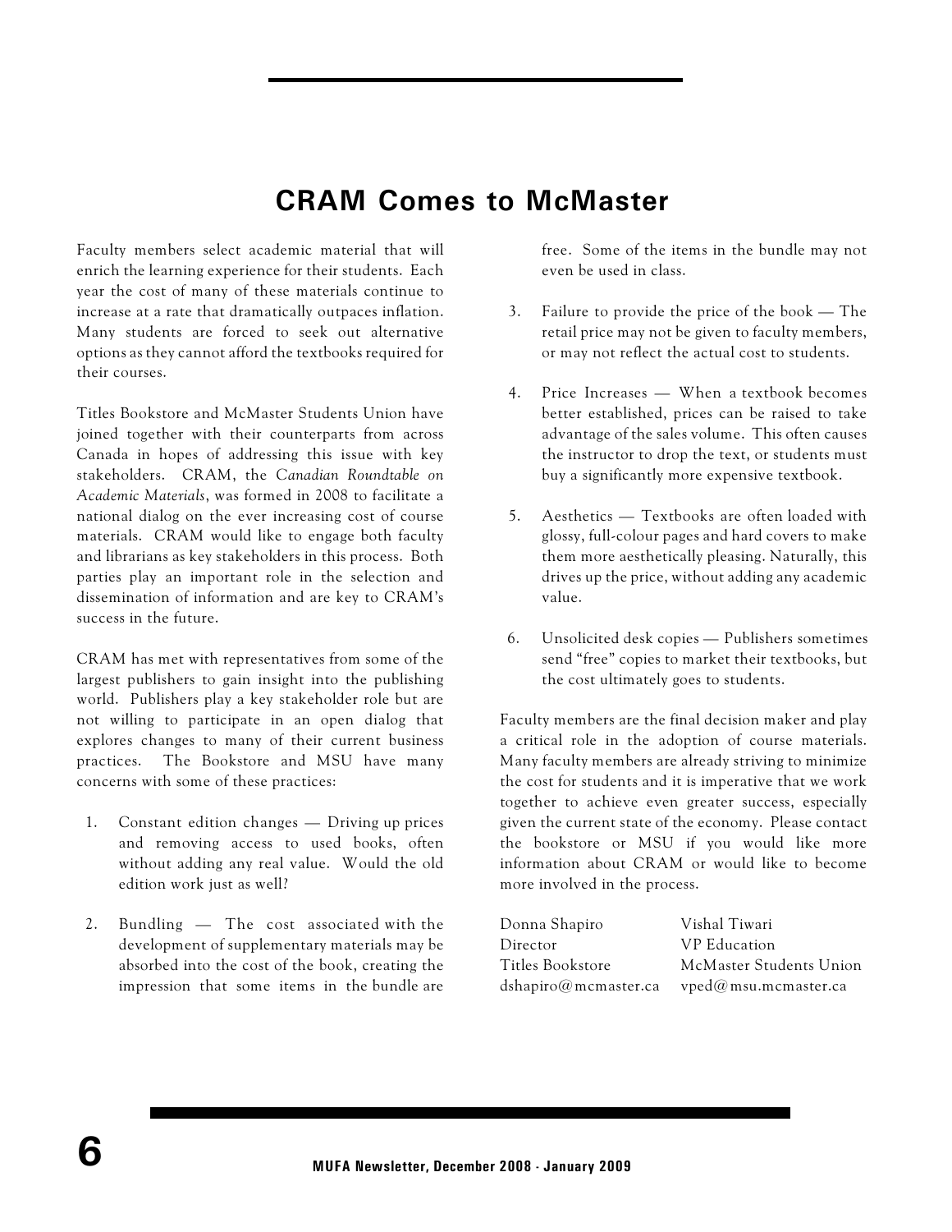# CRAM Comes to McMaster

Faculty members select academic material that will enrich the learning experience for their students. Each year the cost of many of these materials continue to increase at a rate that dramatically outpaces inflation. Many students are forced to seek out alternative options as they cannot afford the textbooks required for their courses.

Titles Bookstore and McMaster Students Union have joined together with their counterparts from across Canada in hopes of addressing this issue with key stakeholders. CRAM, the *Canadian Roundtable on Academic Materials*, was formed in 2008 to facilitate a national dialog on the ever increasing cost of course materials. CRAM would like to engage both faculty and librarians as key stakeholders in this process. Both parties play an important role in the selection and dissemination of information and are key to CRAM's success in the future.

CRAM has met with representatives from some of the largest publishers to gain insight into the publishing world. Publishers play a key stakeholder role but are not willing to participate in an open dialog that explores changes to many of their current business practices. The Bookstore and MSU have many concerns with some of these practices:

1. Constant edition changes — Driving up prices and removing access to used books, often without adding any real value. Would the old edition work just as well?
2. Bundling — The cost associated with the development of supplementary materials may be absorbed into the cost of the book, creating the impression that some items in the bundle are free. Some of the items in the bundle may not even be used in class.
3. Failure to provide the price of the book — The retail price may not be given to faculty members, or may not reflect the actual cost to students.
4. Price Increases — When a textbook becomes better established, prices can be raised to take advantage of the sales volume. This often causes the instructor to drop the text, or students must buy a significantly more expensive textbook.
5. Aesthetics — Textbooks are often loaded with glossy, full-colour pages and hard covers to make them more aesthetically pleasing. Naturally, this drives up the price, without adding any academic value.
6. Unsolicited desk copies — Publishers sometimes send "free" copies to market their textbooks, but the cost ultimately goes to students.

Faculty members are the final decision maker and play a critical role in the adoption of course materials. Many faculty members are already striving to minimize the cost for students and it is imperative that we work together to achieve even greater success, especially given the current state of the economy. Please contact the bookstore or MSU if you would like more information about CRAM or would like to become more involved in the process.

Donna Shapiro
Director
Titles Bookstore
dshapiro@mcmaster.ca

Vishal Tiwari
VP Education
McMaster Students Union
vped@msu.mcmaster.ca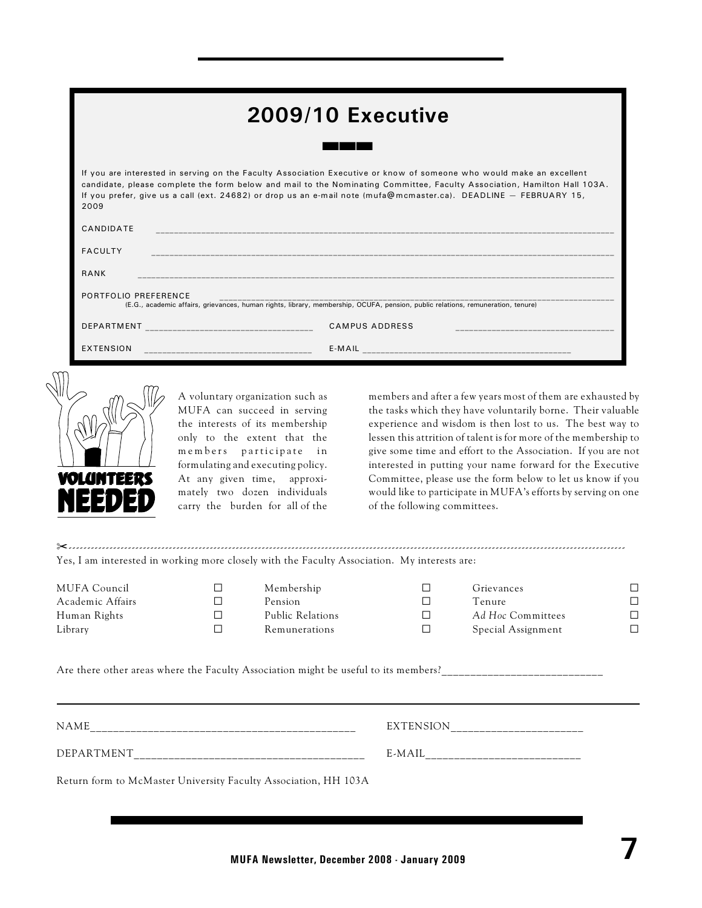## 2009/10 Executive

If you are interested in serving on the Faculty Association Executive or know of someone who would make an excellent candidate, please complete the form below and mail to the Nominating Committee, Faculty Association, Hamilton Hall 103A. If you prefer, give us a call (ext. 24682) or drop us an e-mail note (mufa@mcmaster.ca). DEADLINE — FEBRUARY 15, 2009

CANDIDATE ______________________________________________

FACULTY ______________________________________________

RANK ______________________________________________

PORTFOLIO PREFERENCE ______________________________________________
(E.G., academic affairs, grievances, human rights, library, membership, OCUFA, pension, public relations, remuneration, tenure)

DEPARTMENT ____________________ CAMPUS ADDRESS ____________________

EXTENSION ____________________ E-MAIL ____________________

VOLUNTEERS NEEDED

A voluntary organization such as MUFA can succeed in serving the interests of its membership only to the extent that the members participate in formulating and executing policy. At any given time, approximately two dozen individuals carry the burden for all of the members and after a few years most of them are exhausted by the tasks which they have voluntarily borne. Their valuable experience and wisdom is then lost to us. The best way to lessen this attrition of talent is for more of the membership to give some time and effort to the Association. If you are not interested in putting your name forward for the Executive Committee, please use the form below to let us know if you would like to participate in MUFA's efforts by serving on one of the following committees.

✂- - - - - - - - - - - - - - - - - - - - - - - - - - - - - - - - - - - - - - - -

Yes, I am interested in working more closely with the Faculty Association. My interests are:

| | | | | | |
|---|---|---|---|---|---|
| MUFA Council | ☐ | Membership | ☐ | Grievances | ☐ |
| Academic Affairs | ☐ | Pension | ☐ | Tenure | ☐ |
| Human Rights | ☐ | Public Relations | ☐ | *Ad Hoc* Committees | ☐ |
| Library | ☐ | Remunerations | ☐ | Special Assignment | ☐ |

Are there other areas where the Faculty Association might be useful to its members?____________________________

NAME______________________________________________ EXTENSION______________________

DEPARTMENT________________________________________ E-MAIL__________________________

Return form to McMaster University Faculty Association, HH 103A